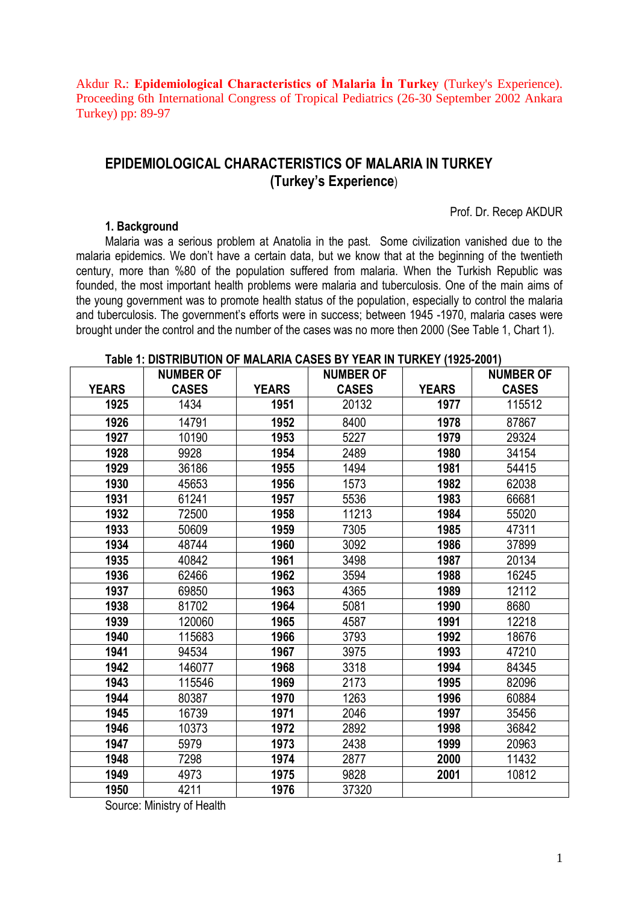Akdur R.: **Epidemiological Characteristics of Malaria İn Turkey** (Turkey's Experience). Proceeding 6th International Congress of Tropical Pediatrics (26-30 September 2002 Ankara Turkey) pp: 89-97

# EPIDEMIOLOGICAL CHARACTERISTICS OF MALARIA IN TURKEY (Turkey's Experience)

Prof. Dr. Recep AKDUR

## 1. Background

Malaria was a serious problem at Anatolia in the past. Some civilization vanished due to the malaria epidemics. We don't have a certain data, but we know that at the beginning of the twentieth century, more than %80 of the population suffered from malaria. When the Turkish Republic was founded, the most important health problems were malaria and tuberculosis. One of the main aims of the young government was to promote health status of the population, especially to control the malaria and tuberculosis. The government's efforts were in success; between 1945 -1970, malaria cases were brought under the control and the number of the cases was no more then 2000 (See Table 1, Chart 1).

**Table 1: DISTRIBUTION OF MALARIA CASES BY YEAR IN TURKEY (1925-2001)**

| YEARS | NUMBER OF CASES | YEARS | NUMBER OF CASES | YEARS | NUMBER OF CASES |
|---|---|---|---|---|---|
| **1925** | 1434 | **1951** | 20132 | **1977** | 115512 |
| **1926** | 14791 | **1952** | 8400 | **1978** | 87867 |
| **1927** | 10190 | **1953** | 5227 | **1979** | 29324 |
| **1928** | 9928 | **1954** | 2489 | **1980** | 34154 |
| **1929** | 36186 | **1955** | 1494 | **1981** | 54415 |
| **1930** | 45653 | **1956** | 1573 | **1982** | 62038 |
| **1931** | 61241 | **1957** | 5536 | **1983** | 66681 |
| **1932** | 72500 | **1958** | 11213 | **1984** | 55020 |
| **1933** | 50609 | **1959** | 7305 | **1985** | 47311 |
| **1934** | 48744 | **1960** | 3092 | **1986** | 37899 |
| **1935** | 40842 | **1961** | 3498 | **1987** | 20134 |
| **1936** | 62466 | **1962** | 3594 | **1988** | 16245 |
| **1937** | 69850 | **1963** | 4365 | **1989** | 12112 |
| **1938** | 81702 | **1964** | 5081 | **1990** | 8680 |
| **1939** | 120060 | **1965** | 4587 | **1991** | 12218 |
| **1940** | 115683 | **1966** | 3793 | **1992** | 18676 |
| **1941** | 94534 | **1967** | 3975 | **1993** | 47210 |
| **1942** | 146077 | **1968** | 3318 | **1994** | 84345 |
| **1943** | 115546 | **1969** | 2173 | **1995** | 82096 |
| **1944** | 80387 | **1970** | 1263 | **1996** | 60884 |
| **1945** | 16739 | **1971** | 2046 | **1997** | 35456 |
| **1946** | 10373 | **1972** | 2892 | **1998** | 36842 |
| **1947** | 5979 | **1973** | 2438 | **1999** | 20963 |
| **1948** | 7298 | **1974** | 2877 | **2000** | 11432 |
| **1949** | 4973 | **1975** | 9828 | **2001** | 10812 |
| **1950** | 4211 | **1976** | 37320 | | |

Source: Ministry of Health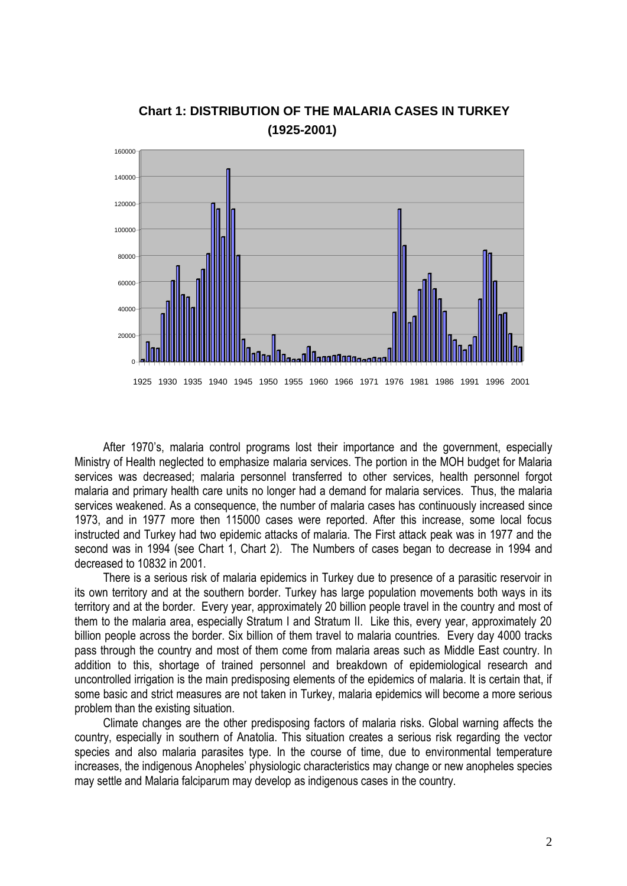**Chart 1: DISTRIBUTION OF THE MALARIA CASES IN TURKEY (1925-2001)**

After 1970's, malaria control programs lost their importance and the government, especially Ministry of Health neglected to emphasize malaria services. The portion in the MOH budget for Malaria services was decreased; malaria personnel transferred to other services, health personnel forgot malaria and primary health care units no longer had a demand for malaria services. Thus, the malaria services weakened. As a consequence, the number of malaria cases has continuously increased since 1973, and in 1977 more then 115000 cases were reported. After this increase, some local focus instructed and Turkey had two epidemic attacks of malaria. The First attack peak was in 1977 and the second was in 1994 (see Chart 1, Chart 2). The Numbers of cases began to decrease in 1994 and decreased to 10832 in 2001.

There is a serious risk of malaria epidemics in Turkey due to presence of a parasitic reservoir in its own territory and at the southern border. Turkey has large population movements both ways in its territory and at the border. Every year, approximately 20 billion people travel in the country and most of them to the malaria area, especially Stratum I and Stratum II. Like this, every year, approximately 20 billion people across the border. Six billion of them travel to malaria countries. Every day 4000 tracks pass through the country and most of them come from malaria areas such as Middle East country. In addition to this, shortage of trained personnel and breakdown of epidemiological research and uncontrolled irrigation is the main predisposing elements of the epidemics of malaria. It is certain that, if some basic and strict measures are not taken in Turkey, malaria epidemics will become a more serious problem than the existing situation.

Climate changes are the other predisposing factors of malaria risks. Global warning affects the country, especially in southern of Anatolia. This situation creates a serious risk regarding the vector species and also malaria parasites type. In the course of time, due to environmental temperature increases, the indigenous Anopheles' physiologic characteristics may change or new anopheles species may settle and Malaria falciparum may develop as indigenous cases in the country.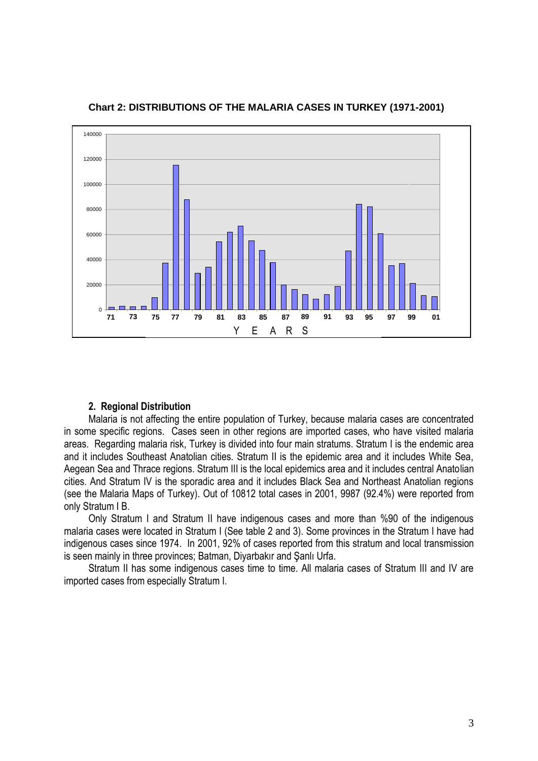**Chart 2: DISTRIBUTIONS OF THE MALARIA CASES IN TURKEY (1971-2001)**

## 2. Regional Distribution

Malaria is not affecting the entire population of Turkey, because malaria cases are concentrated in some specific regions. Cases seen in other regions are imported cases, who have visited malaria areas. Regarding malaria risk, Turkey is divided into four main stratums. Stratum I is the endemic area and it includes Southeast Anatolian cities. Stratum II is the epidemic area and it includes White Sea, Aegean Sea and Thrace regions. Stratum III is the local epidemics area and it includes central Anatolian cities. And Stratum IV is the sporadic area and it includes Black Sea and Northeast Anatolian regions (see the Malaria Maps of Turkey). Out of 10812 total cases in 2001, 9987 (92.4%) were reported from only Stratum I B.

Only Stratum I and Stratum II have indigenous cases and more than %90 of the indigenous malaria cases were located in Stratum I (See table 2 and 3). Some provinces in the Stratum I have had indigenous cases since 1974. In 2001, 92% of cases reported from this stratum and local transmission is seen mainly in three provinces; Batman, Diyarbakır and Şanlı Urfa.

Stratum II has some indigenous cases time to time. All malaria cases of Stratum III and IV are imported cases from especially Stratum I.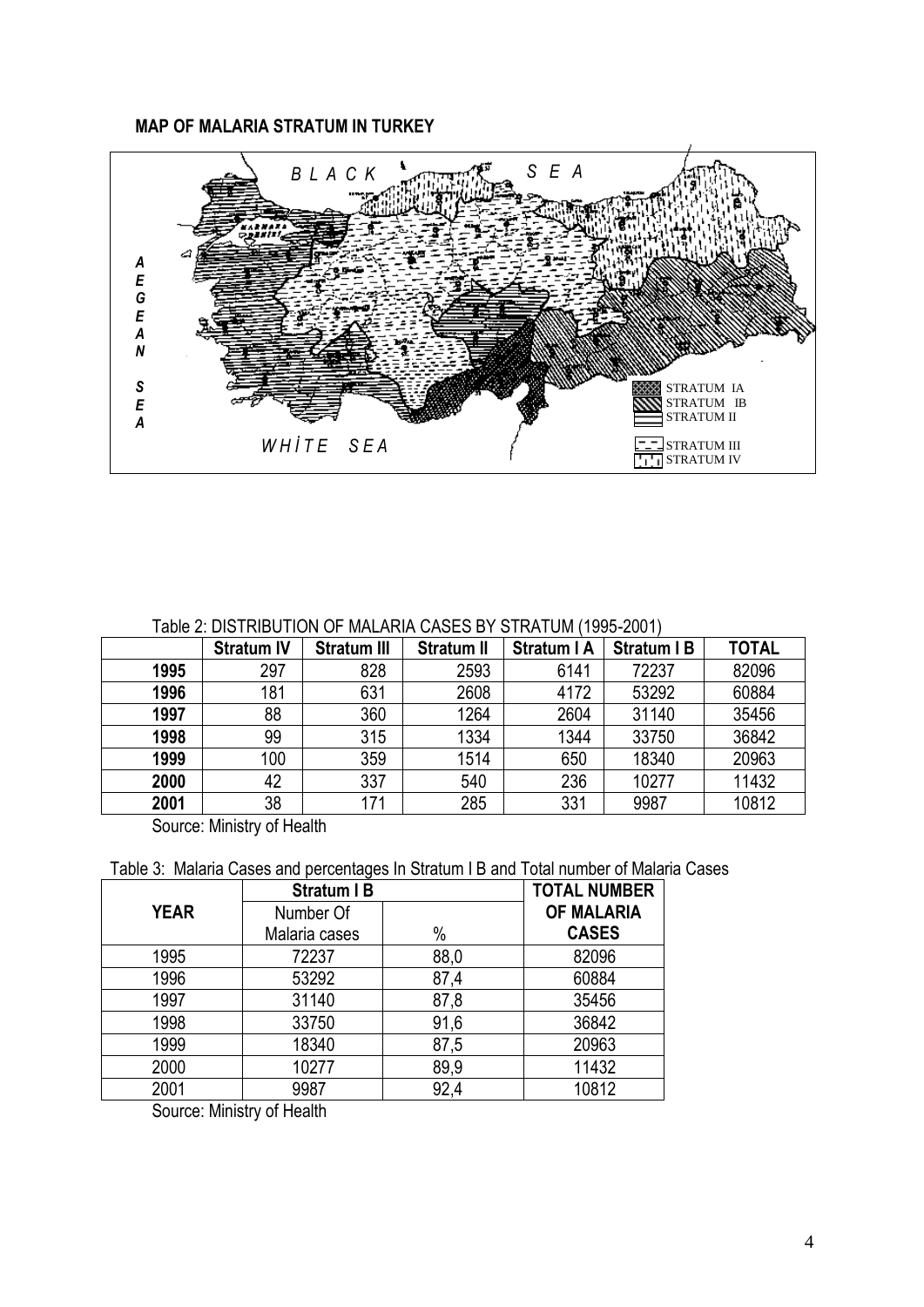**MAP OF MALARIA STRATUM IN TURKEY**

Table 2: DISTRIBUTION OF MALARIA CASES BY STRATUM (1995-2001)

| | Stratum IV | Stratum III | Stratum II | Stratum I A | Stratum I B | TOTAL |
|---|---|---|---|---|---|---|
| **1995** | 297 | 828 | 2593 | 6141 | 72237 | 82096 |
| **1996** | 181 | 631 | 2608 | 4172 | 53292 | 60884 |
| **1997** | 88 | 360 | 1264 | 2604 | 31140 | 35456 |
| **1998** | 99 | 315 | 1334 | 1344 | 33750 | 36842 |
| **1999** | 100 | 359 | 1514 | 650 | 18340 | 20963 |
| **2000** | 42 | 337 | 540 | 236 | 10277 | 11432 |
| **2001** | 38 | 171 | 285 | 331 | 9987 | 10812 |

Source: Ministry of Health

Table 3: Malaria Cases and percentages In Stratum I B and Total number of Malaria Cases

| YEAR | Stratum I B | | TOTAL NUMBER OF MALARIA CASES |
|---|---|---|---|
| | Number Of Malaria cases | % | |
| 1995 | 72237 | 88,0 | 82096 |
| 1996 | 53292 | 87,4 | 60884 |
| 1997 | 31140 | 87,8 | 35456 |
| 1998 | 33750 | 91,6 | 36842 |
| 1999 | 18340 | 87,5 | 20963 |
| 2000 | 10277 | 89,9 | 11432 |
| 2001 | 9987 | 92,4 | 10812 |

Source: Ministry of Health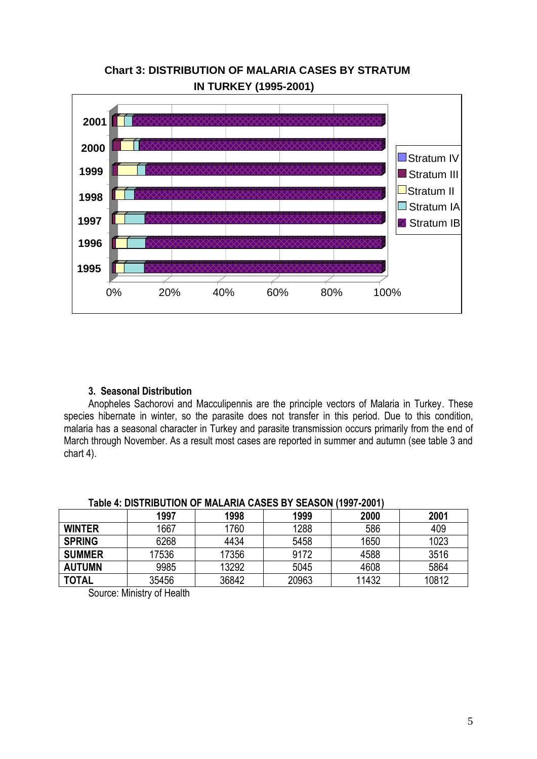**Chart 3: DISTRIBUTION OF MALARIA CASES BY STRATUM IN TURKEY (1995-2001)**

### 3. Seasonal Distribution

Anopheles Sachorovi and Macculipennis are the principle vectors of Malaria in Turkey. These species hibernate in winter, so the parasite does not transfer in this period. Due to this condition, malaria has a seasonal character in Turkey and parasite transmission occurs primarily from the end of March through November. As a result most cases are reported in summer and autumn (see table 3 and chart 4).

**Table 4: DISTRIBUTION OF MALARIA CASES BY SEASON (1997-2001)**

| | 1997 | 1998 | 1999 | 2000 | 2001 |
|---|---|---|---|---|---|
| **WINTER** | 1667 | 1760 | 1288 | 586 | 409 |
| **SPRING** | 6268 | 4434 | 5458 | 1650 | 1023 |
| **SUMMER** | 17536 | 17356 | 9172 | 4588 | 3516 |
| **AUTUMN** | 9985 | 13292 | 5045 | 4608 | 5864 |
| **TOTAL** | 35456 | 36842 | 20963 | 11432 | 10812 |

Source: Ministry of Health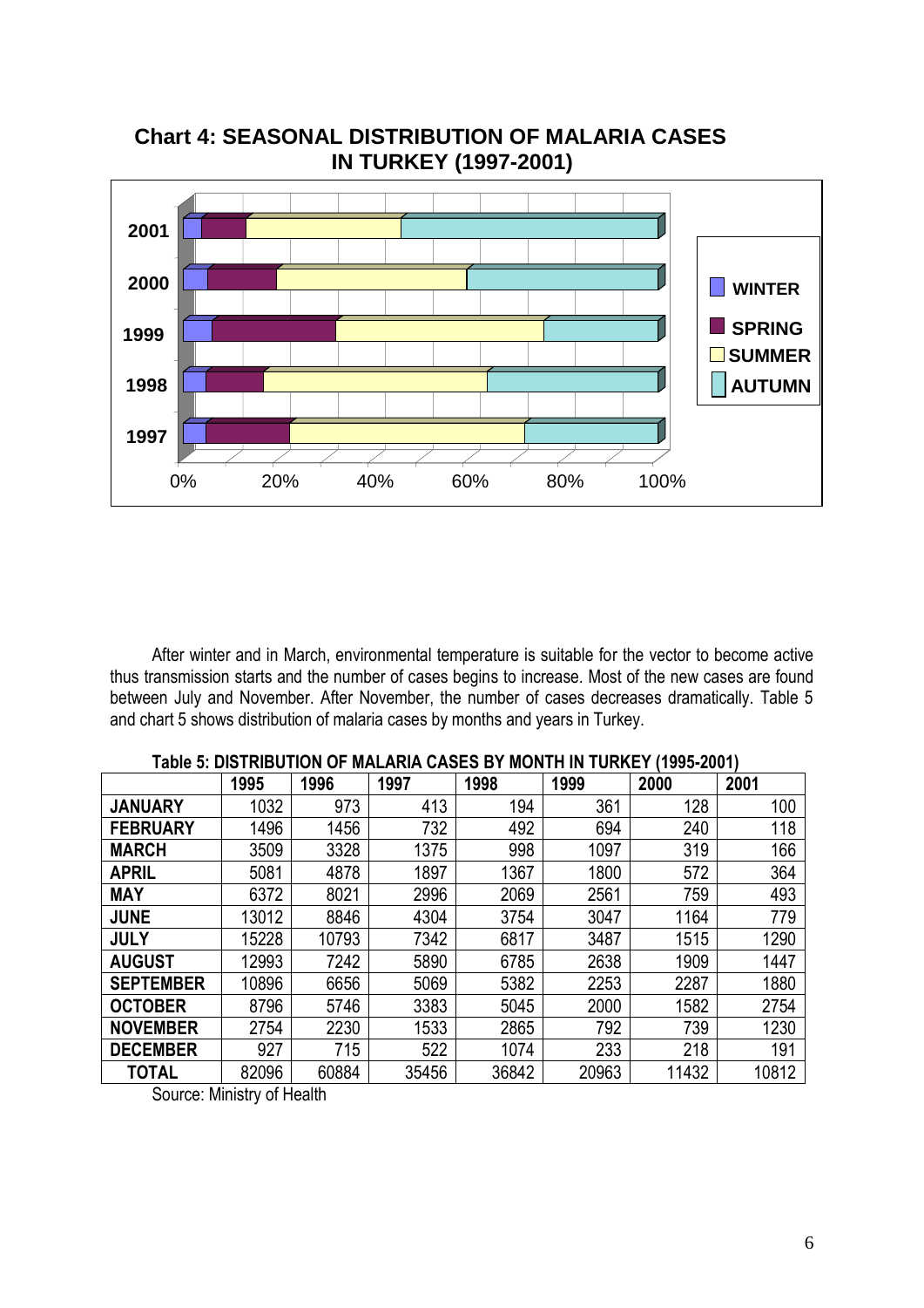## Chart 4: SEASONAL DISTRIBUTION OF MALARIA CASES IN TURKEY (1997-2001)

After winter and in March, environmental temperature is suitable for the vector to become active thus transmission starts and the number of cases begins to increase. Most of the new cases are found between July and November. After November, the number of cases decreases dramatically. Table 5 and chart 5 shows distribution of malaria cases by months and years in Turkey.

**Table 5: DISTRIBUTION OF MALARIA CASES BY MONTH IN TURKEY (1995-2001)**

| | 1995 | 1996 | 1997 | 1998 | 1999 | 2000 | 2001 |
|---|---|---|---|---|---|---|---|
| **JANUARY** | 1032 | 973 | 413 | 194 | 361 | 128 | 100 |
| **FEBRUARY** | 1496 | 1456 | 732 | 492 | 694 | 240 | 118 |
| **MARCH** | 3509 | 3328 | 1375 | 998 | 1097 | 319 | 166 |
| **APRIL** | 5081 | 4878 | 1897 | 1367 | 1800 | 572 | 364 |
| **MAY** | 6372 | 8021 | 2996 | 2069 | 2561 | 759 | 493 |
| **JUNE** | 13012 | 8846 | 4304 | 3754 | 3047 | 1164 | 779 |
| **JULY** | 15228 | 10793 | 7342 | 6817 | 3487 | 1515 | 1290 |
| **AUGUST** | 12993 | 7242 | 5890 | 6785 | 2638 | 1909 | 1447 |
| **SEPTEMBER** | 10896 | 6656 | 5069 | 5382 | 2253 | 2287 | 1880 |
| **OCTOBER** | 8796 | 5746 | 3383 | 5045 | 2000 | 1582 | 2754 |
| **NOVEMBER** | 2754 | 2230 | 1533 | 2865 | 792 | 739 | 1230 |
| **DECEMBER** | 927 | 715 | 522 | 1074 | 233 | 218 | 191 |
| **TOTAL** | 82096 | 60884 | 35456 | 36842 | 20963 | 11432 | 10812 |

Source: Ministry of Health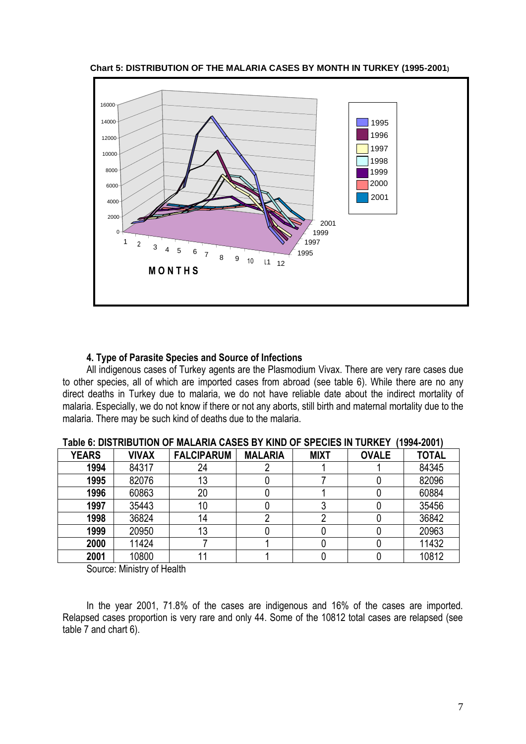**Chart 5: DISTRIBUTION OF THE MALARIA CASES BY MONTH IN TURKEY (1995-2001)**

### 4. Type of Parasite Species and Source of Infections

All indigenous cases of Turkey agents are the Plasmodium Vivax. There are very rare cases due to other species, all of which are imported cases from abroad (see table 6). While there are no any direct deaths in Turkey due to malaria, we do not have reliable date about the indirect mortality of malaria. Especially, we do not know if there or not any aborts, still birth and maternal mortality due to the malaria. There may be such kind of deaths due to the malaria.

**Table 6: DISTRIBUTION OF MALARIA CASES BY KIND OF SPECIES IN TURKEY (1994-2001)**

| YEARS | VIVAX | FALCIPARUM | MALARIA | MIXT | OVALE | TOTAL |
|---|---|---|---|---|---|---|
| **1994** | 84317 | 24 | 2 | 1 | 1 | 84345 |
| **1995** | 82076 | 13 | 0 | 7 | 0 | 82096 |
| **1996** | 60863 | 20 | 0 | 1 | 0 | 60884 |
| **1997** | 35443 | 10 | 0 | 3 | 0 | 35456 |
| **1998** | 36824 | 14 | 2 | 2 | 0 | 36842 |
| **1999** | 20950 | 13 | 0 | 0 | 0 | 20963 |
| **2000** | 11424 | 7 | 1 | 0 | 0 | 11432 |
| **2001** | 10800 | 11 | 1 | 0 | 0 | 10812 |

Source: Ministry of Health

In the year 2001, 71.8% of the cases are indigenous and 16% of the cases are imported. Relapsed cases proportion is very rare and only 44. Some of the 10812 total cases are relapsed (see table 7 and chart 6).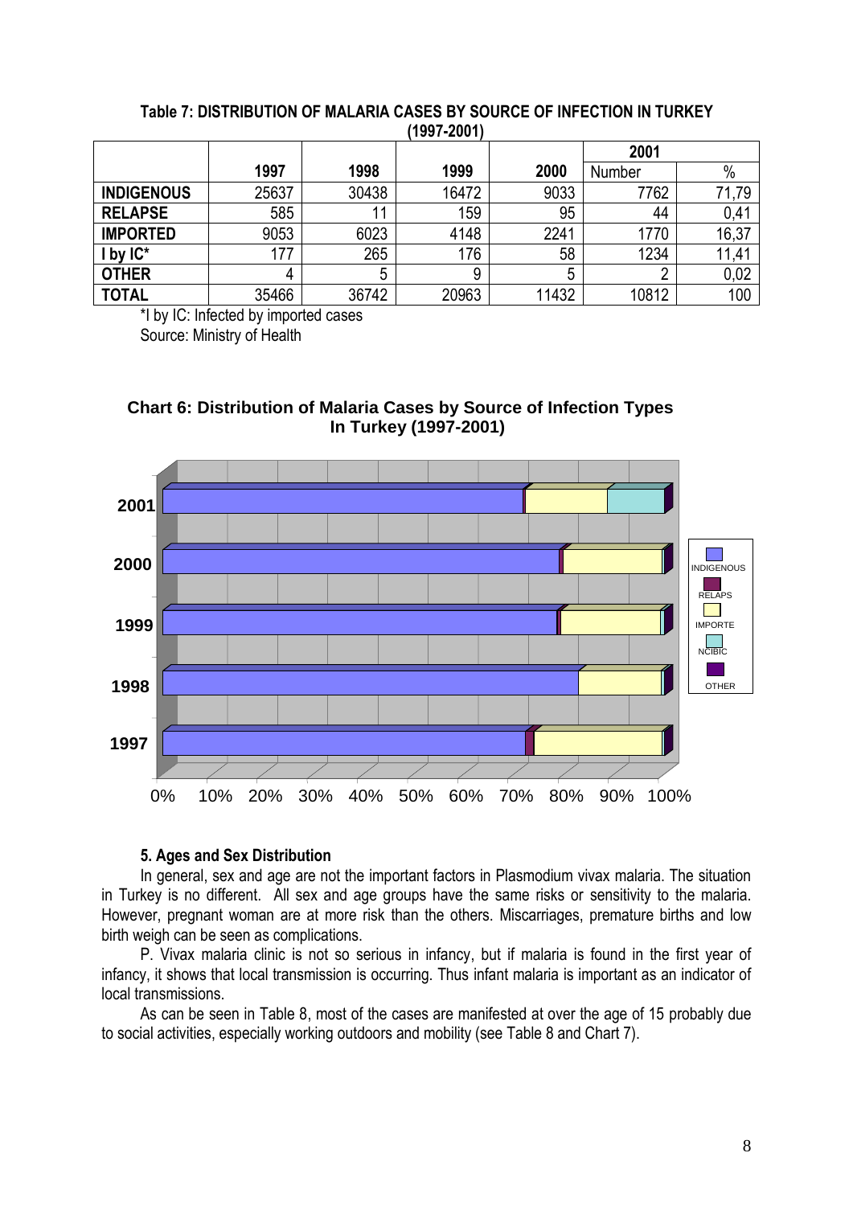**Table 7: DISTRIBUTION OF MALARIA CASES BY SOURCE OF INFECTION IN TURKEY (1997-2001)**

| | 1997 | 1998 | 1999 | 2000 | 2001 | |
|---|---|---|---|---|---|---|
| | | | | | Number | % |
| **INDIGENOUS** | 25637 | 30438 | 16472 | 9033 | 7762 | 71,79 |
| **RELAPSE** | 585 | 11 | 159 | 95 | 44 | 0,41 |
| **IMPORTED** | 9053 | 6023 | 4148 | 2241 | 1770 | 16,37 |
| **I by IC*** | 177 | 265 | 176 | 58 | 1234 | 11,41 |
| **OTHER** | 4 | 5 | 9 | 5 | 2 | 0,02 |
| **TOTAL** | 35466 | 36742 | 20963 | 11432 | 10812 | 100 |

*I by IC: Infected by imported cases

Source: Ministry of Health

**Chart 6: Distribution of Malaria Cases by Source of Infection Types In Turkey (1997-2001)**

### 5. Ages and Sex Distribution

In general, sex and age are not the important factors in Plasmodium vivax malaria. The situation in Turkey is no different. All sex and age groups have the same risks or sensitivity to the malaria. However, pregnant woman are at more risk than the others. Miscarriages, premature births and low birth weigh can be seen as complications.

P. Vivax malaria clinic is not so serious in infancy, but if malaria is found in the first year of infancy, it shows that local transmission is occurring. Thus infant malaria is important as an indicator of local transmissions.

As can be seen in Table 8, most of the cases are manifested at over the age of 15 probably due to social activities, especially working outdoors and mobility (see Table 8 and Chart 7).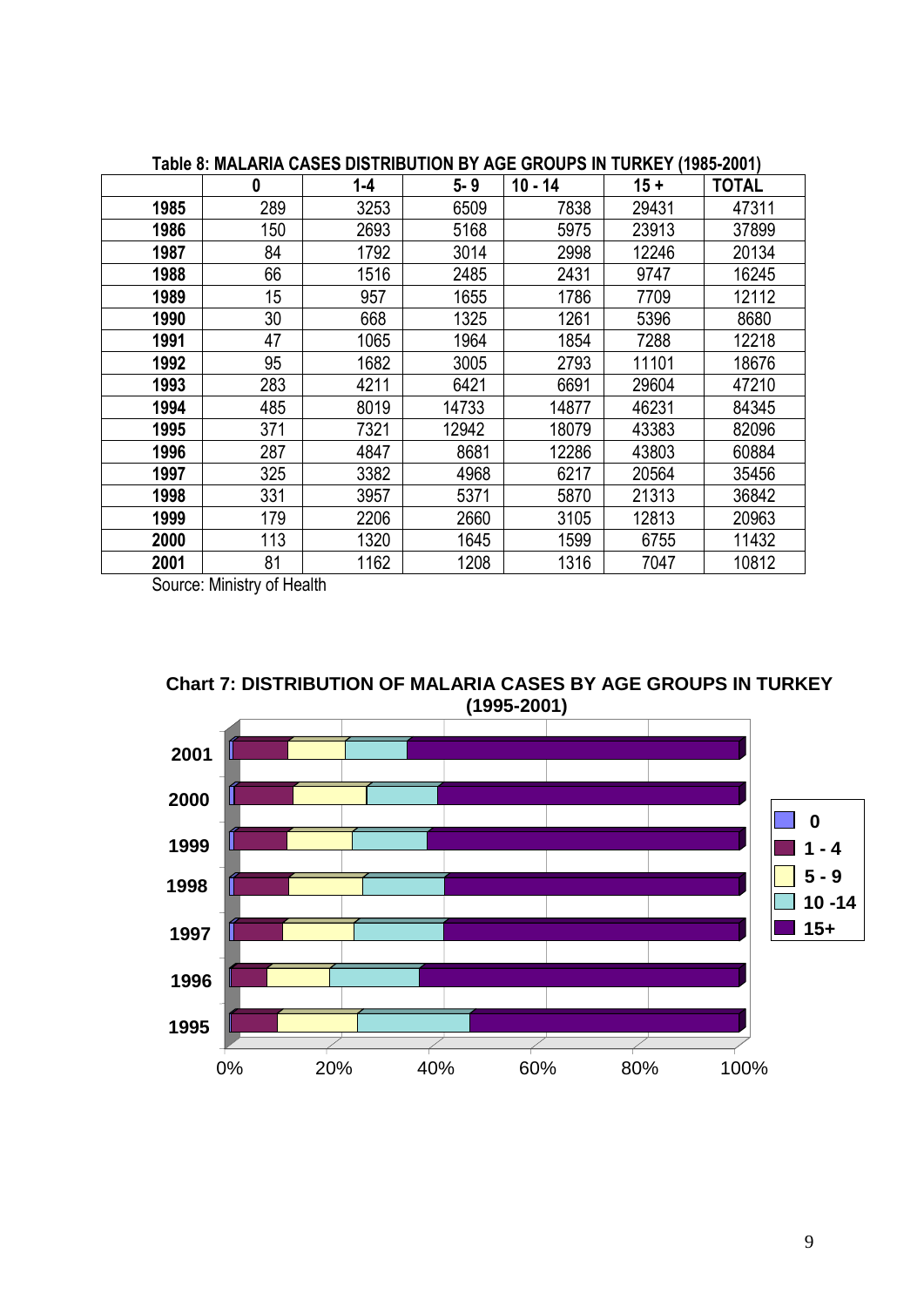**Table 8: MALARIA CASES DISTRIBUTION BY AGE GROUPS IN TURKEY (1985-2001)**

| | 0 | 1-4 | 5- 9 | 10 - 14 | 15 + | TOTAL |
|---|---|---|---|---|---|---|
| 1985 | 289 | 3253 | 6509 | 7838 | 29431 | 47311 |
| 1986 | 150 | 2693 | 5168 | 5975 | 23913 | 37899 |
| 1987 | 84 | 1792 | 3014 | 2998 | 12246 | 20134 |
| 1988 | 66 | 1516 | 2485 | 2431 | 9747 | 16245 |
| 1989 | 15 | 957 | 1655 | 1786 | 7709 | 12112 |
| 1990 | 30 | 668 | 1325 | 1261 | 5396 | 8680 |
| 1991 | 47 | 1065 | 1964 | 1854 | 7288 | 12218 |
| 1992 | 95 | 1682 | 3005 | 2793 | 11101 | 18676 |
| 1993 | 283 | 4211 | 6421 | 6691 | 29604 | 47210 |
| 1994 | 485 | 8019 | 14733 | 14877 | 46231 | 84345 |
| 1995 | 371 | 7321 | 12942 | 18079 | 43383 | 82096 |
| 1996 | 287 | 4847 | 8681 | 12286 | 43803 | 60884 |
| 1997 | 325 | 3382 | 4968 | 6217 | 20564 | 35456 |
| 1998 | 331 | 3957 | 5371 | 5870 | 21313 | 36842 |
| 1999 | 179 | 2206 | 2660 | 3105 | 12813 | 20963 |
| 2000 | 113 | 1320 | 1645 | 1599 | 6755 | 11432 |
| 2001 | 81 | 1162 | 1208 | 1316 | 7047 | 10812 |

Source: Ministry of Health

**Chart 7: DISTRIBUTION OF MALARIA CASES BY AGE GROUPS IN TURKEY (1995-2001)**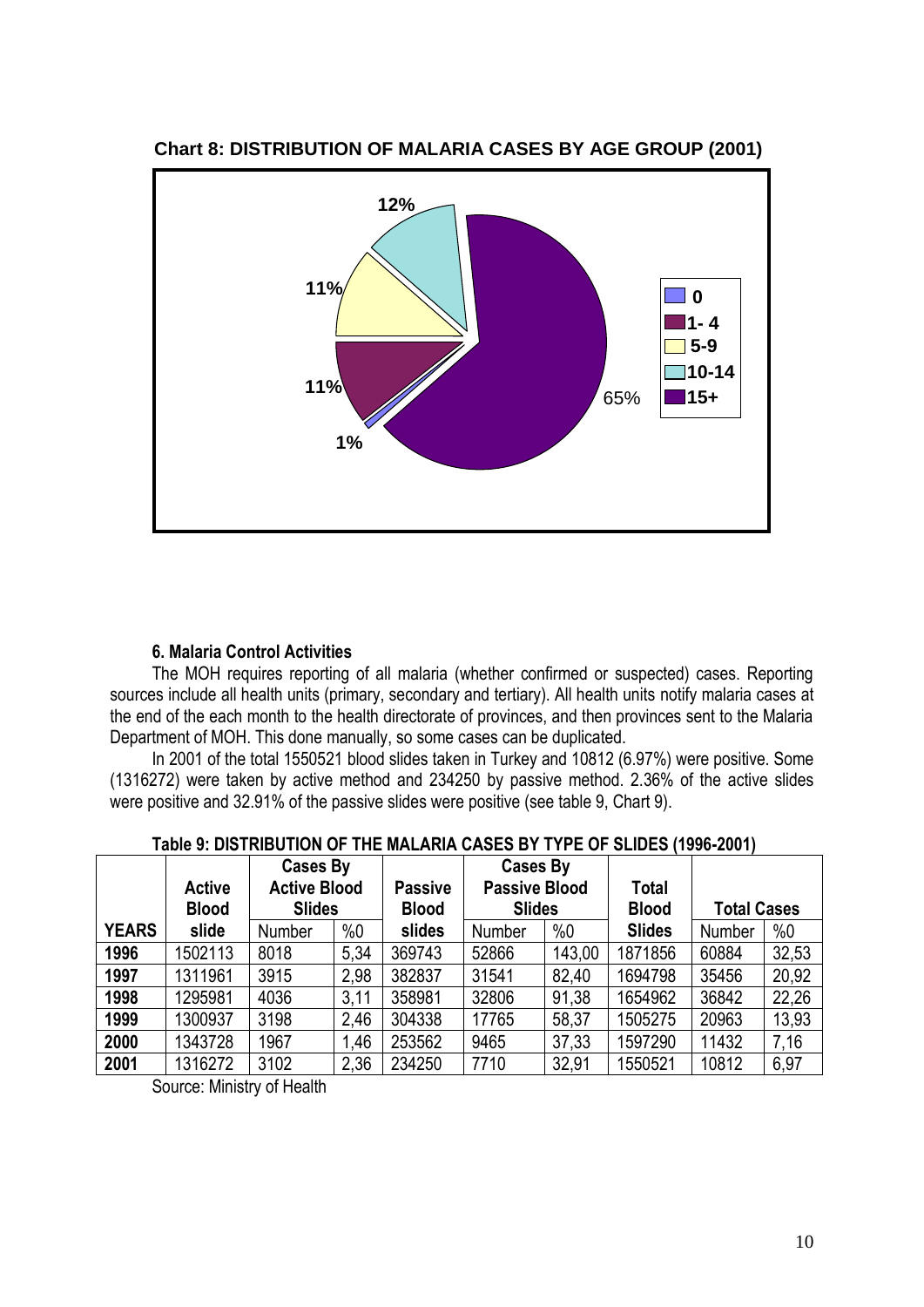**Chart 8: DISTRIBUTION OF MALARIA CASES BY AGE GROUP (2001)**

### 6. Malaria Control Activities

The MOH requires reporting of all malaria (whether confirmed or suspected) cases. Reporting sources include all health units (primary, secondary and tertiary). All health units notify malaria cases at the end of the each month to the health directorate of provinces, and then provinces sent to the Malaria Department of MOH. This done manually, so some cases can be duplicated.

In 2001 of the total 1550521 blood slides taken in Turkey and 10812 (6.97%) were positive. Some (1316272) were taken by active method and 234250 by passive method. 2.36% of the active slides were positive and 32.91% of the passive slides were positive (see table 9, Chart 9).

**Table 9: DISTRIBUTION OF THE MALARIA CASES BY TYPE OF SLIDES (1996-2001)**

| YEARS | Active Blood slide | Cases By Active Blood Slides | | Passive Blood slides | Cases By Passive Blood Slides | | Total Blood Slides | Total Cases | |
|---|---|---|---|---|---|---|---|---|---|
| | | Number | %0 | | Number | %0 | | Number | %0 |
| **1996** | 1502113 | 8018 | 5,34 | 369743 | 52866 | 143,00 | 1871856 | 60884 | 32,53 |
| **1997** | 1311961 | 3915 | 2,98 | 382837 | 31541 | 82,40 | 1694798 | 35456 | 20,92 |
| **1998** | 1295981 | 4036 | 3,11 | 358981 | 32806 | 91,38 | 1654962 | 36842 | 22,26 |
| **1999** | 1300937 | 3198 | 2,46 | 304338 | 17765 | 58,37 | 1505275 | 20963 | 13,93 |
| **2000** | 1343728 | 1967 | 1,46 | 253562 | 9465 | 37,33 | 1597290 | 11432 | 7,16 |
| **2001** | 1316272 | 3102 | 2,36 | 234250 | 7710 | 32,91 | 1550521 | 10812 | 6,97 |

Source: Ministry of Health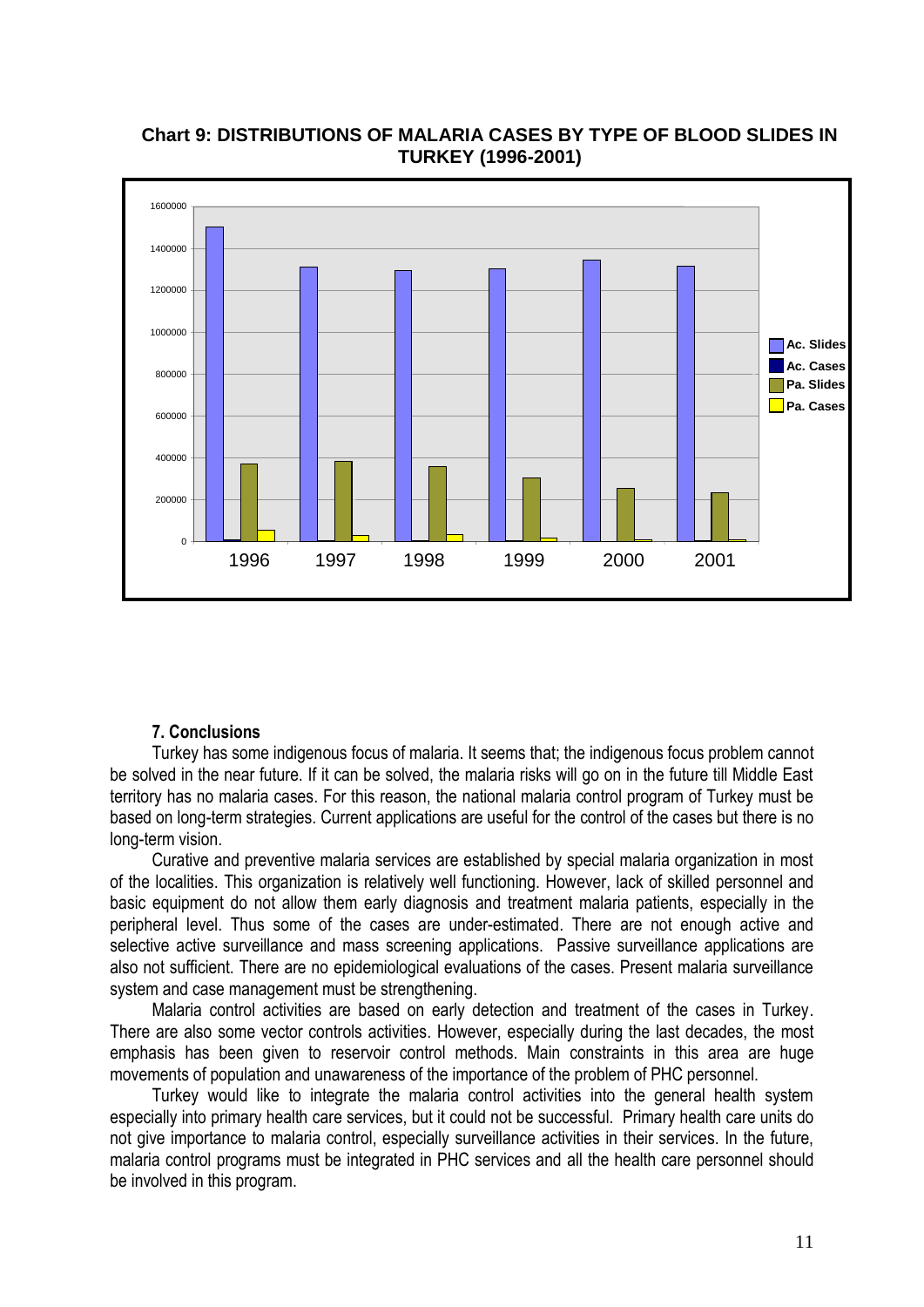**Chart 9: DISTRIBUTIONS OF MALARIA CASES BY TYPE OF BLOOD SLIDES IN TURKEY (1996-2001)**

### 7. Conclusions

Turkey has some indigenous focus of malaria. It seems that; the indigenous focus problem cannot be solved in the near future. If it can be solved, the malaria risks will go on in the future till Middle East territory has no malaria cases. For this reason, the national malaria control program of Turkey must be based on long-term strategies. Current applications are useful for the control of the cases but there is no long-term vision.

Curative and preventive malaria services are established by special malaria organization in most of the localities. This organization is relatively well functioning. However, lack of skilled personnel and basic equipment do not allow them early diagnosis and treatment malaria patients, especially in the peripheral level. Thus some of the cases are under-estimated. There are not enough active and selective active surveillance and mass screening applications. Passive surveillance applications are also not sufficient. There are no epidemiological evaluations of the cases. Present malaria surveillance system and case management must be strengthening.

Malaria control activities are based on early detection and treatment of the cases in Turkey. There are also some vector controls activities. However, especially during the last decades, the most emphasis has been given to reservoir control methods. Main constraints in this area are huge movements of population and unawareness of the importance of the problem of PHC personnel.

Turkey would like to integrate the malaria control activities into the general health system especially into primary health care services, but it could not be successful. Primary health care units do not give importance to malaria control, especially surveillance activities in their services. In the future, malaria control programs must be integrated in PHC services and all the health care personnel should be involved in this program.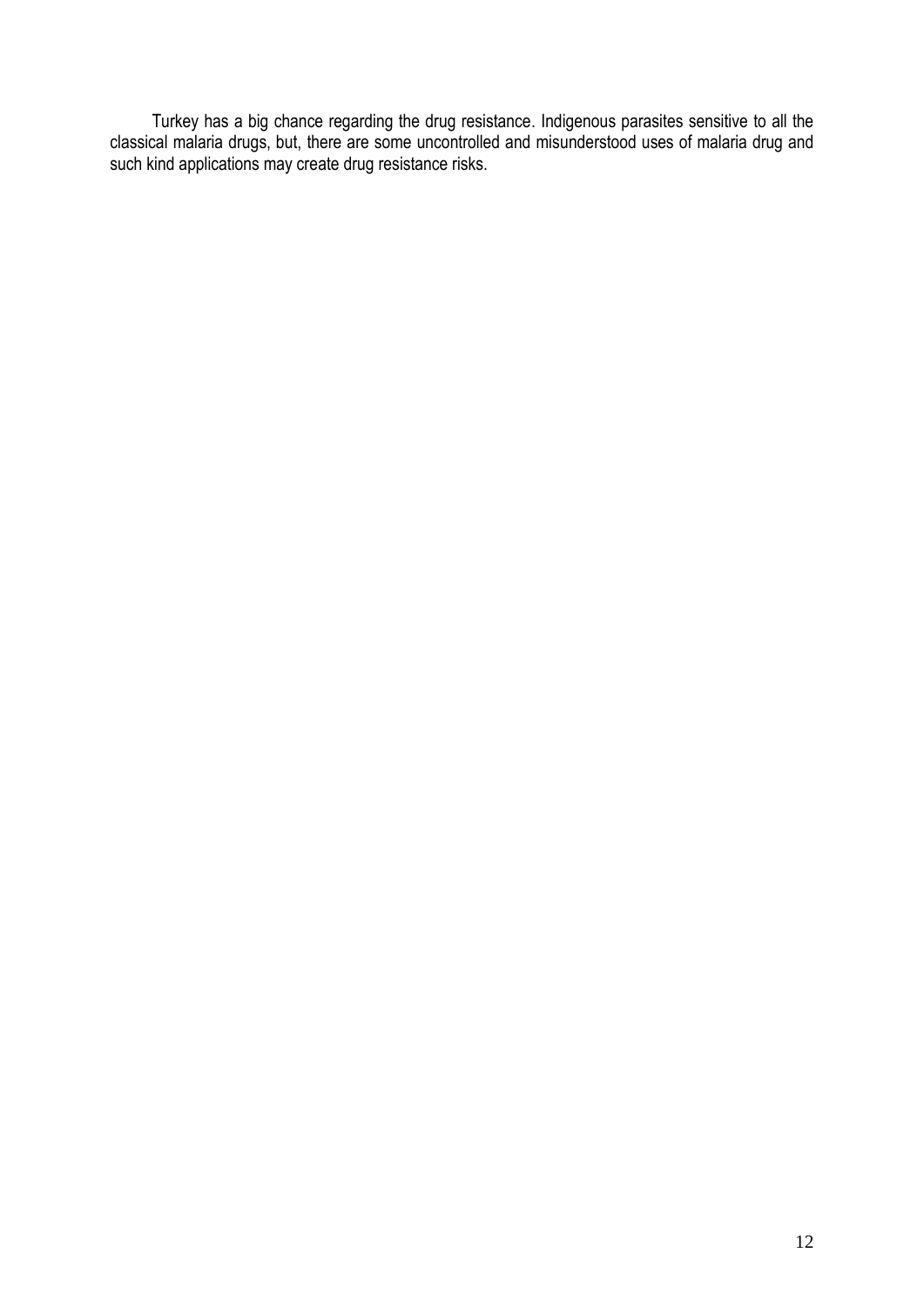Turkey has a big chance regarding the drug resistance. Indigenous parasites sensitive to all the classical malaria drugs, but, there are some uncontrolled and misunderstood uses of malaria drug and such kind applications may create drug resistance risks.